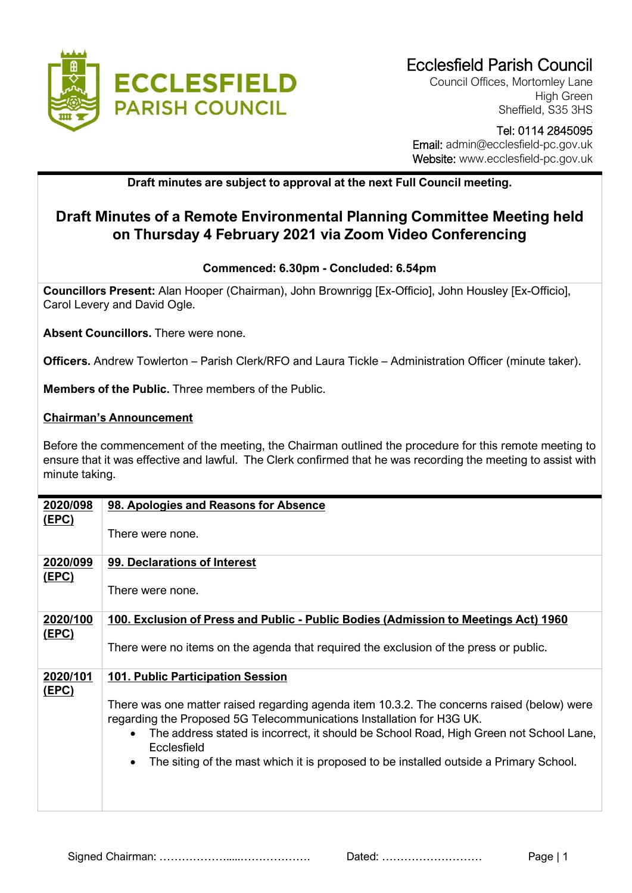Ecclesfield Parish Council
Council Offices, Mortomley Lane
High Green
Sheffield, S35 3HS

Tel: 0114 2845095
Email: admin@ecclesfield-pc.gov.uk
Website: www.ecclesfield-pc.gov.uk

**Draft minutes are subject to approval at the next Full Council meeting.**

# Draft Minutes of a Remote Environmental Planning Committee Meeting held on Thursday 4 February 2021 via Zoom Video Conferencing

**Commenced: 6.30pm - Concluded: 6.54pm**

**Councillors Present:** Alan Hooper (Chairman), John Brownrigg [Ex-Officio], John Housley [Ex-Officio], Carol Levery and David Ogle.

**Absent Councillors.** There were none.

**Officers.** Andrew Towlerton – Parish Clerk/RFO and Laura Tickle – Administration Officer (minute taker).

**Members of the Public.** Three members of the Public.

**Chairman's Announcement**

Before the commencement of the meeting, the Chairman outlined the procedure for this remote meeting to ensure that it was effective and lawful. The Clerk confirmed that he was recording the meeting to assist with minute taking.

| | |
|---|---|
| **2020/098 (EPC)** | **98. Apologies and Reasons for Absence**<br><br>There were none. |
| **2020/099 (EPC)** | **99. Declarations of Interest**<br><br>There were none. |
| **2020/100 (EPC)** | **100. Exclusion of Press and Public - Public Bodies (Admission to Meetings Act) 1960**<br><br>There were no items on the agenda that required the exclusion of the press or public. |
| **2020/101 (EPC)** | **101. Public Participation Session**<br><br>There was one matter raised regarding agenda item 10.3.2. The concerns raised (below) were regarding the Proposed 5G Telecommunications Installation for H3G UK.<br>• The address stated is incorrect, it should be School Road, High Green not School Lane, Ecclesfield<br>• The siting of the mast which it is proposed to be installed outside a Primary School. |

Signed Chairman: ………………….....………………. Dated: ………………………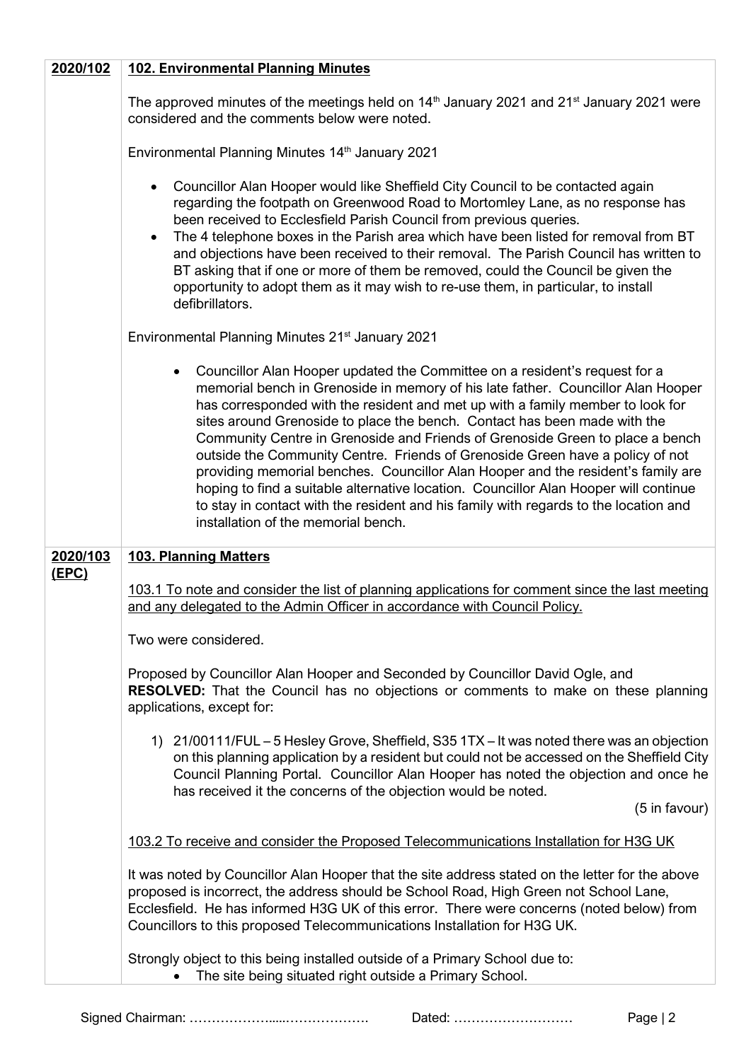**2020/102** **102. Environmental Planning Minutes**

The approved minutes of the meetings held on 14th January 2021 and 21st January 2021 were considered and the comments below were noted.

Environmental Planning Minutes 14th January 2021

- Councillor Alan Hooper would like Sheffield City Council to be contacted again regarding the footpath on Greenwood Road to Mortomley Lane, as no response has been received to Ecclesfield Parish Council from previous queries.
- The 4 telephone boxes in the Parish area which have been listed for removal from BT and objections have been received to their removal. The Parish Council has written to BT asking that if one or more of them be removed, could the Council be given the opportunity to adopt them as it may wish to re-use them, in particular, to install defibrillators.

Environmental Planning Minutes 21st January 2021

- Councillor Alan Hooper updated the Committee on a resident's request for a memorial bench in Grenoside in memory of his late father. Councillor Alan Hooper has corresponded with the resident and met up with a family member to look for sites around Grenoside to place the bench. Contact has been made with the Community Centre in Grenoside and Friends of Grenoside Green to place a bench outside the Community Centre. Friends of Grenoside Green have a policy of not providing memorial benches. Councillor Alan Hooper and the resident's family are hoping to find a suitable alternative location. Councillor Alan Hooper will continue to stay in contact with the resident and his family with regards to the location and installation of the memorial bench.

**2020/103 (EPC)** **103. Planning Matters**

103.1 To note and consider the list of planning applications for comment since the last meeting and any delegated to the Admin Officer in accordance with Council Policy.

Two were considered.

Proposed by Councillor Alan Hooper and Seconded by Councillor David Ogle, and **RESOLVED:** That the Council has no objections or comments to make on these planning applications, except for:

1) 21/00111/FUL – 5 Hesley Grove, Sheffield, S35 1TX – It was noted there was an objection on this planning application by a resident but could not be accessed on the Sheffield City Council Planning Portal. Councillor Alan Hooper has noted the objection and once he has received it the concerns of the objection would be noted.

(5 in favour)

103.2 To receive and consider the Proposed Telecommunications Installation for H3G UK

It was noted by Councillor Alan Hooper that the site address stated on the letter for the above proposed is incorrect, the address should be School Road, High Green not School Lane, Ecclesfield. He has informed H3G UK of this error. There were concerns (noted below) from Councillors to this proposed Telecommunications Installation for H3G UK.

Strongly object to this being installed outside of a Primary School due to:

- The site being situated right outside a Primary School.

Signed Chairman: ………………....………………. Dated: ………………………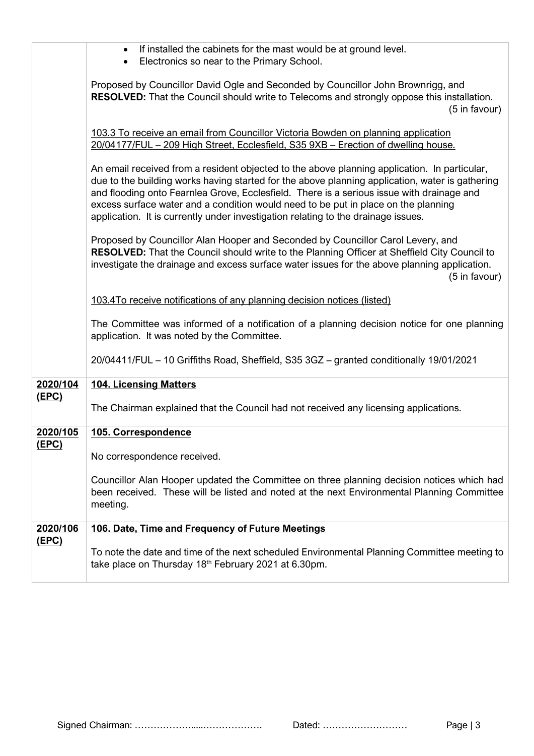| | |
|---|---|
| | • If installed the cabinets for the mast would be at ground level.<br>• Electronics so near to the Primary School.<br><br>Proposed by Councillor David Ogle and Seconded by Councillor John Brownrigg, and **RESOLVED:** That the Council should write to Telecoms and strongly oppose this installation. (5 in favour)<br><br><u>103.3 To receive an email from Councillor Victoria Bowden on planning application 20/04177/FUL – 209 High Street, Ecclesfield, S35 9XB – Erection of dwelling house.</u><br><br>An email received from a resident objected to the above planning application. In particular, due to the building works having started for the above planning application, water is gathering and flooding onto Fearnlea Grove, Ecclesfield. There is a serious issue with drainage and excess surface water and a condition would need to be put in place on the planning application. It is currently under investigation relating to the drainage issues.<br><br>Proposed by Councillor Alan Hooper and Seconded by Councillor Carol Levery, and **RESOLVED:** That the Council should write to the Planning Officer at Sheffield City Council to investigate the drainage and excess surface water issues for the above planning application. (5 in favour)<br><br><u>103.4To receive notifications of any planning decision notices (listed)</u><br><br>The Committee was informed of a notification of a planning decision notice for one planning application. It was noted by the Committee.<br><br>20/04411/FUL – 10 Griffiths Road, Sheffield, S35 3GZ – granted conditionally 19/01/2021 |
| **<u>2020/104 (EPC)</u>** | **<u>104. Licensing Matters</u>**<br><br>The Chairman explained that the Council had not received any licensing applications. |
| **<u>2020/105 (EPC)</u>** | **<u>105. Correspondence</u>**<br><br>No correspondence received.<br><br>Councillor Alan Hooper updated the Committee on three planning decision notices which had been received. These will be listed and noted at the next Environmental Planning Committee meeting. |
| **<u>2020/106 (EPC)</u>** | **<u>106. Date, Time and Frequency of Future Meetings</u>**<br><br>To note the date and time of the next scheduled Environmental Planning Committee meeting to take place on Thursday 18th February 2021 at 6.30pm. |

Signed Chairman: ………………....………………. Dated: ………………………